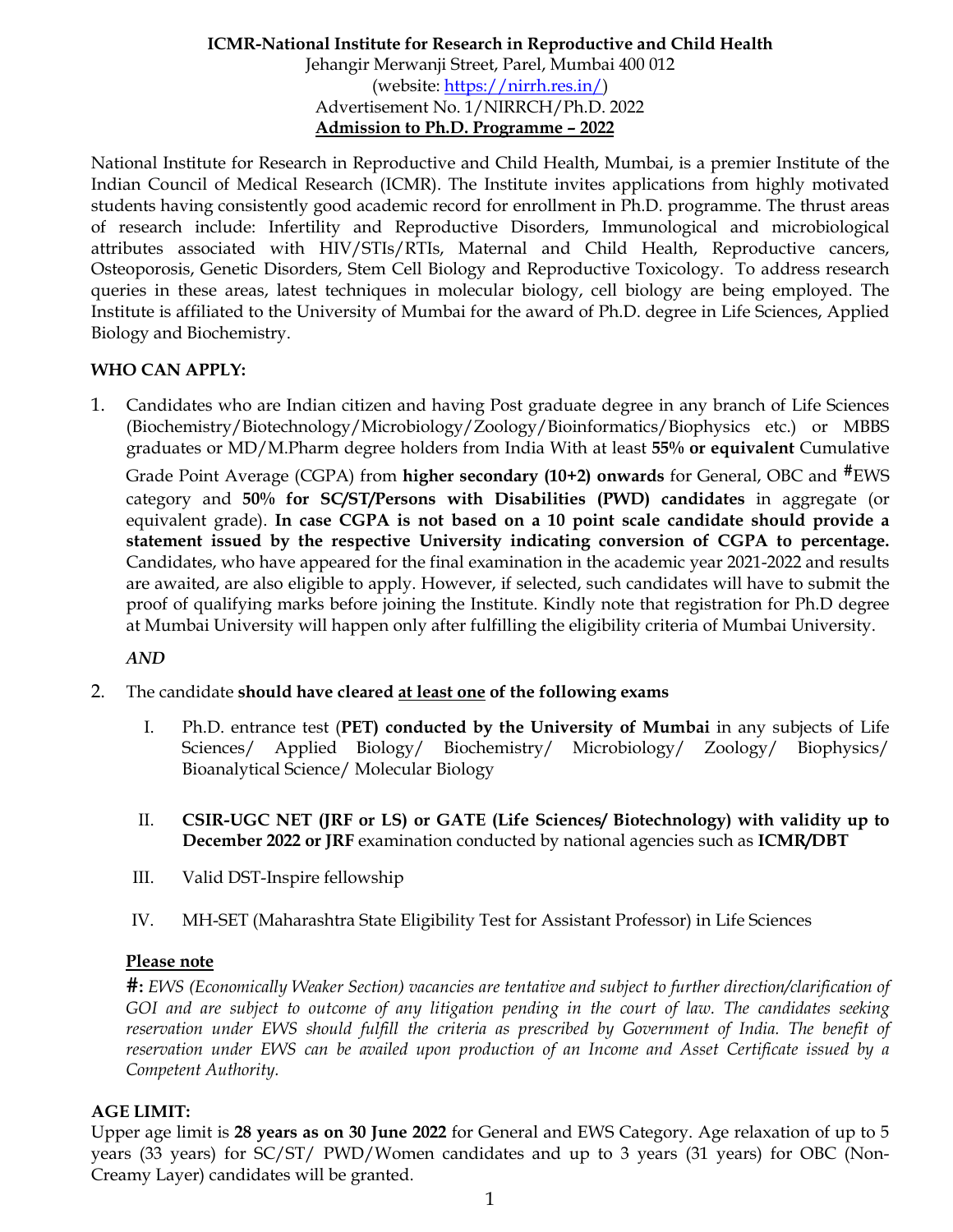**ICMR-National Institute for Research in Reproductive and Child Health**
Jehangir Merwanji Street, Parel, Mumbai 400 012
(website: https://nirrh.res.in/)
Advertisement No. 1/NIRRCH/Ph.D. 2022

# Admission to Ph.D. Programme – 2022

National Institute for Research in Reproductive and Child Health, Mumbai, is a premier Institute of the Indian Council of Medical Research (ICMR). The Institute invites applications from highly motivated students having consistently good academic record for enrollment in Ph.D. programme. The thrust areas of research include: Infertility and Reproductive Disorders, Immunological and microbiological attributes associated with HIV/STIs/RTIs, Maternal and Child Health, Reproductive cancers, Osteoporosis, Genetic Disorders, Stem Cell Biology and Reproductive Toxicology. To address research queries in these areas, latest techniques in molecular biology, cell biology are being employed. The Institute is affiliated to the University of Mumbai for the award of Ph.D. degree in Life Sciences, Applied Biology and Biochemistry.

## WHO CAN APPLY:

1. Candidates who are Indian citizen and having Post graduate degree in any branch of Life Sciences (Biochemistry/Biotechnology/Microbiology/Zoology/Bioinformatics/Biophysics etc.) or MBBS graduates or MD/M.Pharm degree holders from India With at least **55% or equivalent** Cumulative Grade Point Average (CGPA) from **higher secondary (10+2) onwards** for General, OBC and **#**EWS category and **50% for SC/ST/Persons with Disabilities (PWD) candidates** in aggregate (or equivalent grade). **In case CGPA is not based on a 10 point scale candidate should provide a statement issued by the respective University indicating conversion of CGPA to percentage.** Candidates, who have appeared for the final examination in the academic year 2021-2022 and results are awaited, are also eligible to apply. However, if selected, such candidates will have to submit the proof of qualifying marks before joining the Institute. Kindly note that registration for Ph.D degree at Mumbai University will happen only after fulfilling the eligibility criteria of Mumbai University.

   *AND*

2. The candidate **should have cleared at least one of the following exams**

   I. Ph.D. entrance test (**PET) conducted by the University of Mumbai** in any subjects of Life Sciences/ Applied Biology/ Biochemistry/ Microbiology/ Zoology/ Biophysics/ Bioanalytical Science/ Molecular Biology

   II. **CSIR-UGC NET (JRF or LS) or GATE (Life Sciences/ Biotechnology) with validity up to December 2022 or JRF** examination conducted by national agencies such as **ICMR/DBT**

   III. Valid DST-Inspire fellowship

   IV. MH-SET (Maharashtra State Eligibility Test for Assistant Professor) in Life Sciences

   **Please note**

   **#:** *EWS (Economically Weaker Section) vacancies are tentative and subject to further direction/clarification of GOI and are subject to outcome of any litigation pending in the court of law. The candidates seeking reservation under EWS should fulfill the criteria as prescribed by Government of India. The benefit of reservation under EWS can be availed upon production of an Income and Asset Certificate issued by a Competent Authority.*

## AGE LIMIT:

Upper age limit is **28 years as on 30 June 2022** for General and EWS Category. Age relaxation of up to 5 years (33 years) for SC/ST/ PWD/Women candidates and up to 3 years (31 years) for OBC (Non-Creamy Layer) candidates will be granted.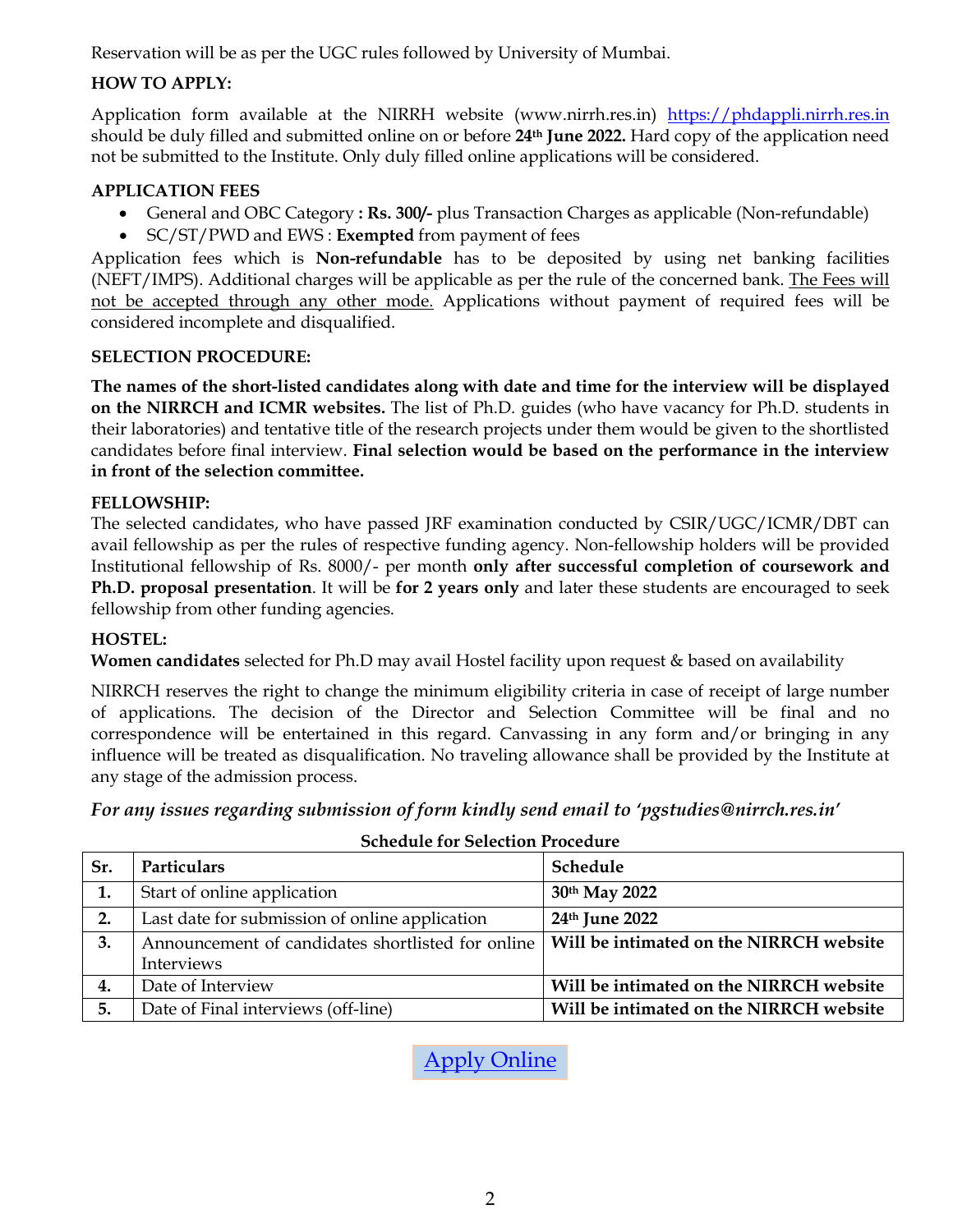Reservation will be as per the UGC rules followed by University of Mumbai.

**HOW TO APPLY:**

Application form available at the NIRRH website (www.nirrh.res.in) https://phdappli.nirrh.res.in should be duly filled and submitted online on or before **24th June 2022.** Hard copy of the application need not be submitted to the Institute. Only duly filled online applications will be considered.

**APPLICATION FEES**

- General and OBC Category **: Rs. 300/-** plus Transaction Charges as applicable (Non-refundable)
- SC/ST/PWD and EWS : **Exempted** from payment of fees

Application fees which is **Non-refundable** has to be deposited by using net banking facilities (NEFT/IMPS). Additional charges will be applicable as per the rule of the concerned bank. The Fees will not be accepted through any other mode. Applications without payment of required fees will be considered incomplete and disqualified.

**SELECTION PROCEDURE:**

**The names of the short-listed candidates along with date and time for the interview will be displayed on the NIRRCH and ICMR websites.** The list of Ph.D. guides (who have vacancy for Ph.D. students in their laboratories) and tentative title of the research projects under them would be given to the shortlisted candidates before final interview. **Final selection would be based on the performance in the interview in front of the selection committee.**

**FELLOWSHIP:**

The selected candidates, who have passed JRF examination conducted by CSIR/UGC/ICMR/DBT can avail fellowship as per the rules of respective funding agency. Non-fellowship holders will be provided Institutional fellowship of Rs. 8000/- per month **only after successful completion of coursework and Ph.D. proposal presentation**. It will be **for 2 years only** and later these students are encouraged to seek fellowship from other funding agencies.

**HOSTEL:**

**Women candidates** selected for Ph.D may avail Hostel facility upon request & based on availability

NIRRCH reserves the right to change the minimum eligibility criteria in case of receipt of large number of applications. The decision of the Director and Selection Committee will be final and no correspondence will be entertained in this regard. Canvassing in any form and/or bringing in any influence will be treated as disqualification. No traveling allowance shall be provided by the Institute at any stage of the admission process.

*For any issues regarding submission of form kindly send email to 'pgstudies@nirrch.res.in'*

**Schedule for Selection Procedure**

| Sr. | Particulars | Schedule |
|---|---|---|
| **1.** | Start of online application | **30th May 2022** |
| **2.** | Last date for submission of online application | **24th June 2022** |
| **3.** | Announcement of candidates shortlisted for online Interviews | **Will be intimated on the NIRRCH website** |
| **4.** | Date of Interview | **Will be intimated on the NIRRCH website** |
| **5.** | Date of Final interviews (off-line) | **Will be intimated on the NIRRCH website** |

Apply Online